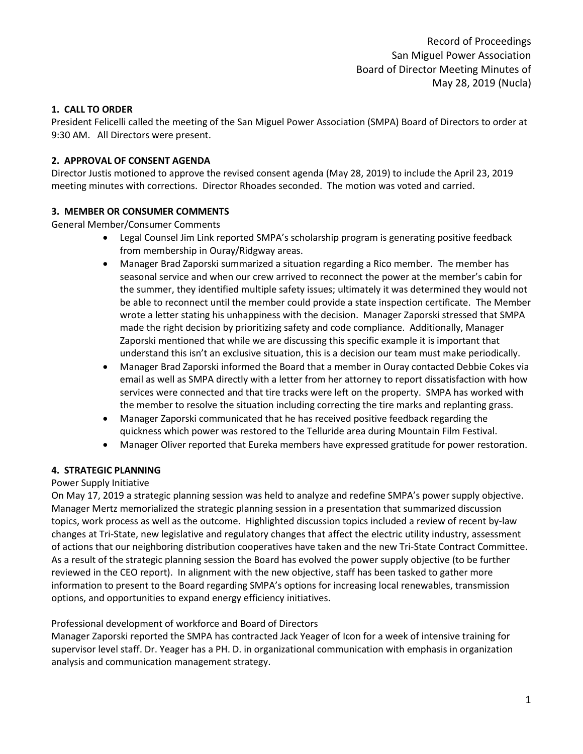Record of Proceedings
San Miguel Power Association
Board of Director Meeting Minutes of
May 28, 2019 (Nucla)

**1. CALL TO ORDER**

President Felicelli called the meeting of the San Miguel Power Association (SMPA) Board of Directors to order at 9:30 AM. All Directors were present.

**2. APPROVAL OF CONSENT AGENDA**

Director Justis motioned to approve the revised consent agenda (May 28, 2019) to include the April 23, 2019 meeting minutes with corrections. Director Rhoades seconded. The motion was voted and carried.

**3. MEMBER OR CONSUMER COMMENTS**

General Member/Consumer Comments

- Legal Counsel Jim Link reported SMPA's scholarship program is generating positive feedback from membership in Ouray/Ridgway areas.
- Manager Brad Zaporski summarized a situation regarding a Rico member. The member has seasonal service and when our crew arrived to reconnect the power at the member's cabin for the summer, they identified multiple safety issues; ultimately it was determined they would not be able to reconnect until the member could provide a state inspection certificate. The Member wrote a letter stating his unhappiness with the decision. Manager Zaporski stressed that SMPA made the right decision by prioritizing safety and code compliance. Additionally, Manager Zaporski mentioned that while we are discussing this specific example it is important that understand this isn't an exclusive situation, this is a decision our team must make periodically.
- Manager Brad Zaporski informed the Board that a member in Ouray contacted Debbie Cokes via email as well as SMPA directly with a letter from her attorney to report dissatisfaction with how services were connected and that tire tracks were left on the property. SMPA has worked with the member to resolve the situation including correcting the tire marks and replanting grass.
- Manager Zaporski communicated that he has received positive feedback regarding the quickness which power was restored to the Telluride area during Mountain Film Festival.
- Manager Oliver reported that Eureka members have expressed gratitude for power restoration.

**4. STRATEGIC PLANNING**

Power Supply Initiative

On May 17, 2019 a strategic planning session was held to analyze and redefine SMPA's power supply objective. Manager Mertz memorialized the strategic planning session in a presentation that summarized discussion topics, work process as well as the outcome. Highlighted discussion topics included a review of recent by-law changes at Tri-State, new legislative and regulatory changes that affect the electric utility industry, assessment of actions that our neighboring distribution cooperatives have taken and the new Tri-State Contract Committee. As a result of the strategic planning session the Board has evolved the power supply objective (to be further reviewed in the CEO report). In alignment with the new objective, staff has been tasked to gather more information to present to the Board regarding SMPA's options for increasing local renewables, transmission options, and opportunities to expand energy efficiency initiatives.

Professional development of workforce and Board of Directors

Manager Zaporski reported the SMPA has contracted Jack Yeager of Icon for a week of intensive training for supervisor level staff. Dr. Yeager has a PH. D. in organizational communication with emphasis in organization analysis and communication management strategy.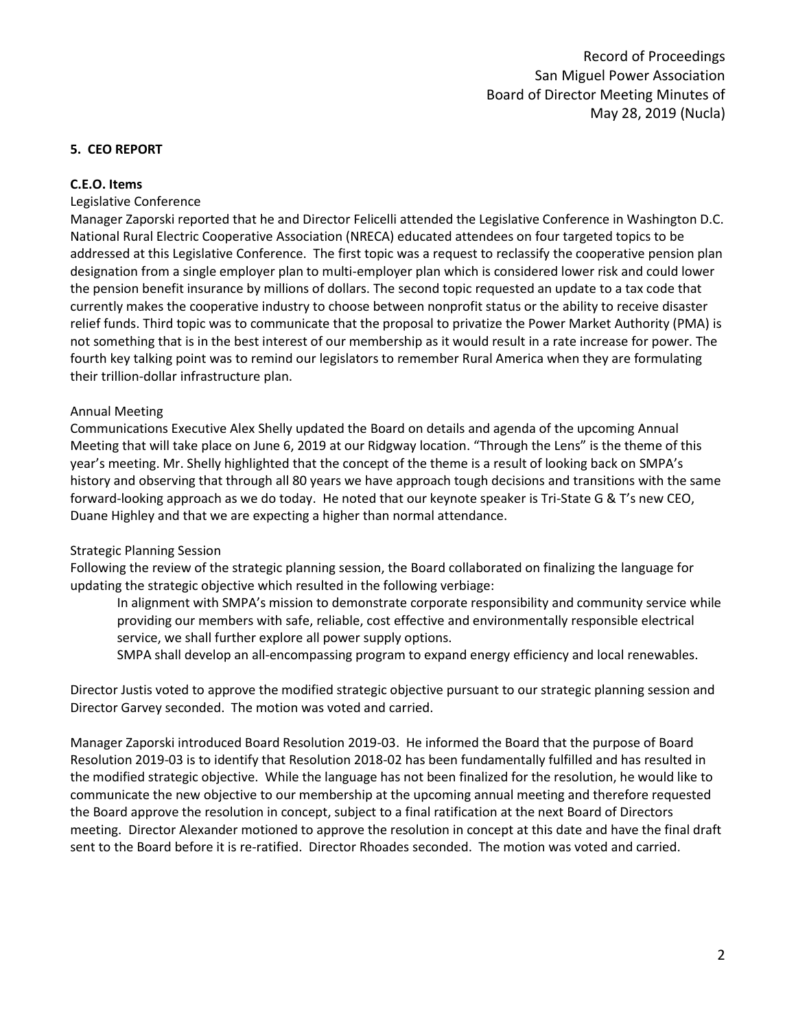**5. CEO REPORT**

**C.E.O. Items**

Legislative Conference

Manager Zaporski reported that he and Director Felicelli attended the Legislative Conference in Washington D.C. National Rural Electric Cooperative Association (NRECA) educated attendees on four targeted topics to be addressed at this Legislative Conference. The first topic was a request to reclassify the cooperative pension plan designation from a single employer plan to multi-employer plan which is considered lower risk and could lower the pension benefit insurance by millions of dollars. The second topic requested an update to a tax code that currently makes the cooperative industry to choose between nonprofit status or the ability to receive disaster relief funds. Third topic was to communicate that the proposal to privatize the Power Market Authority (PMA) is not something that is in the best interest of our membership as it would result in a rate increase for power. The fourth key talking point was to remind our legislators to remember Rural America when they are formulating their trillion-dollar infrastructure plan.

Annual Meeting

Communications Executive Alex Shelly updated the Board on details and agenda of the upcoming Annual Meeting that will take place on June 6, 2019 at our Ridgway location. "Through the Lens" is the theme of this year's meeting. Mr. Shelly highlighted that the concept of the theme is a result of looking back on SMPA's history and observing that through all 80 years we have approach tough decisions and transitions with the same forward-looking approach as we do today. He noted that our keynote speaker is Tri-State G & T's new CEO, Duane Highley and that we are expecting a higher than normal attendance.

Strategic Planning Session

Following the review of the strategic planning session, the Board collaborated on finalizing the language for updating the strategic objective which resulted in the following verbiage:

> In alignment with SMPA's mission to demonstrate corporate responsibility and community service while providing our members with safe, reliable, cost effective and environmentally responsible electrical service, we shall further explore all power supply options.
>
> SMPA shall develop an all-encompassing program to expand energy efficiency and local renewables.

Director Justis voted to approve the modified strategic objective pursuant to our strategic planning session and Director Garvey seconded. The motion was voted and carried.

Manager Zaporski introduced Board Resolution 2019-03. He informed the Board that the purpose of Board Resolution 2019-03 is to identify that Resolution 2018-02 has been fundamentally fulfilled and has resulted in the modified strategic objective. While the language has not been finalized for the resolution, he would like to communicate the new objective to our membership at the upcoming annual meeting and therefore requested the Board approve the resolution in concept, subject to a final ratification at the next Board of Directors meeting. Director Alexander motioned to approve the resolution in concept at this date and have the final draft sent to the Board before it is re-ratified. Director Rhoades seconded. The motion was voted and carried.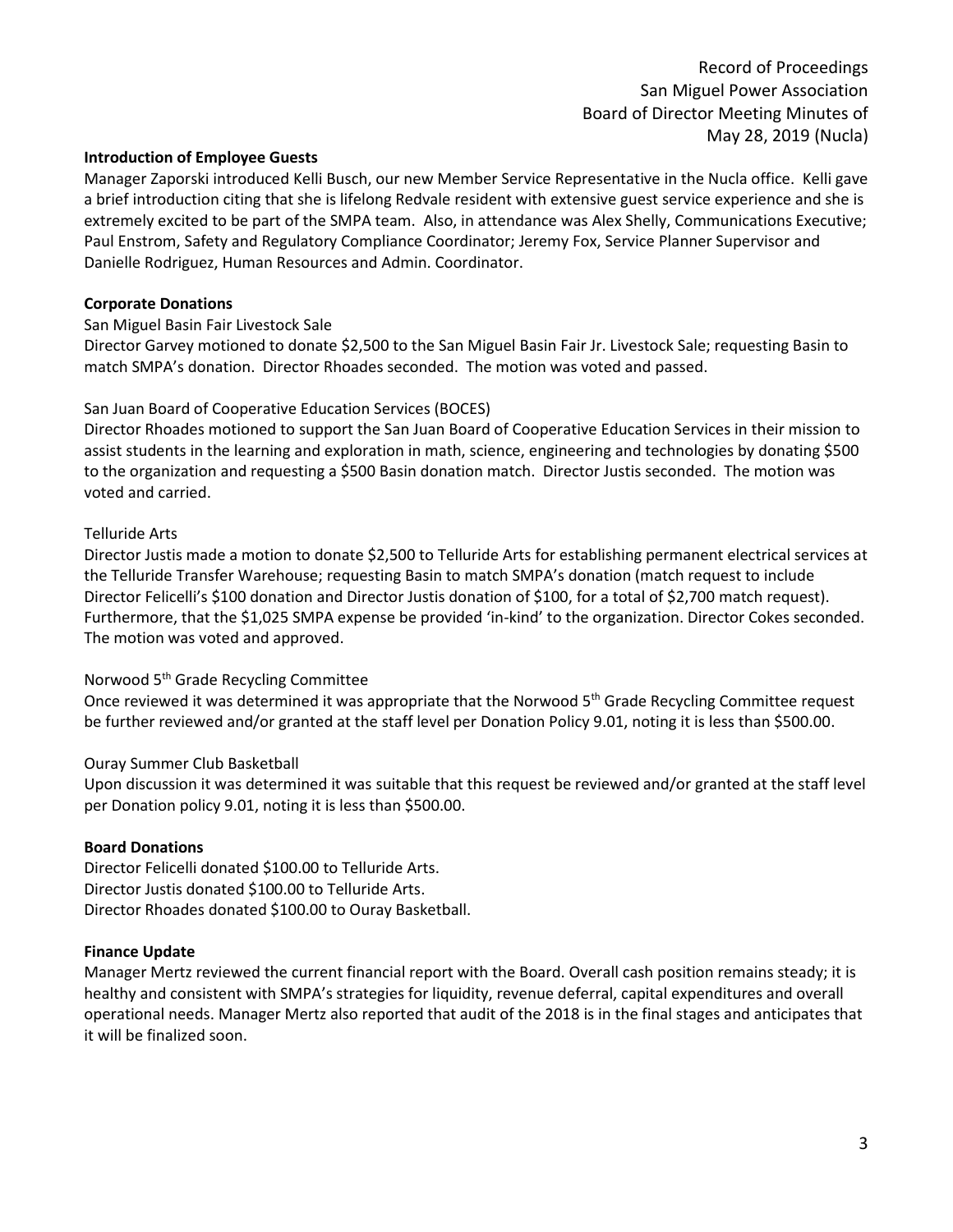**Introduction of Employee Guests**

Manager Zaporski introduced Kelli Busch, our new Member Service Representative in the Nucla office. Kelli gave a brief introduction citing that she is lifelong Redvale resident with extensive guest service experience and she is extremely excited to be part of the SMPA team. Also, in attendance was Alex Shelly, Communications Executive; Paul Enstrom, Safety and Regulatory Compliance Coordinator; Jeremy Fox, Service Planner Supervisor and Danielle Rodriguez, Human Resources and Admin. Coordinator.

**Corporate Donations**

San Miguel Basin Fair Livestock Sale

Director Garvey motioned to donate $2,500 to the San Miguel Basin Fair Jr. Livestock Sale; requesting Basin to match SMPA's donation. Director Rhoades seconded. The motion was voted and passed.

San Juan Board of Cooperative Education Services (BOCES)

Director Rhoades motioned to support the San Juan Board of Cooperative Education Services in their mission to assist students in the learning and exploration in math, science, engineering and technologies by donating $500 to the organization and requesting a $500 Basin donation match. Director Justis seconded. The motion was voted and carried.

Telluride Arts

Director Justis made a motion to donate $2,500 to Telluride Arts for establishing permanent electrical services at the Telluride Transfer Warehouse; requesting Basin to match SMPA's donation (match request to include Director Felicelli's $100 donation and Director Justis donation of $100, for a total of $2,700 match request). Furthermore, that the $1,025 SMPA expense be provided 'in-kind' to the organization. Director Cokes seconded. The motion was voted and approved.

Norwood 5th Grade Recycling Committee

Once reviewed it was determined it was appropriate that the Norwood 5th Grade Recycling Committee request be further reviewed and/or granted at the staff level per Donation Policy 9.01, noting it is less than $500.00.

Ouray Summer Club Basketball

Upon discussion it was determined it was suitable that this request be reviewed and/or granted at the staff level per Donation policy 9.01, noting it is less than $500.00.

**Board Donations**

Director Felicelli donated $100.00 to Telluride Arts.
Director Justis donated $100.00 to Telluride Arts.
Director Rhoades donated $100.00 to Ouray Basketball.

**Finance Update**

Manager Mertz reviewed the current financial report with the Board. Overall cash position remains steady; it is healthy and consistent with SMPA's strategies for liquidity, revenue deferral, capital expenditures and overall operational needs. Manager Mertz also reported that audit of the 2018 is in the final stages and anticipates that it will be finalized soon.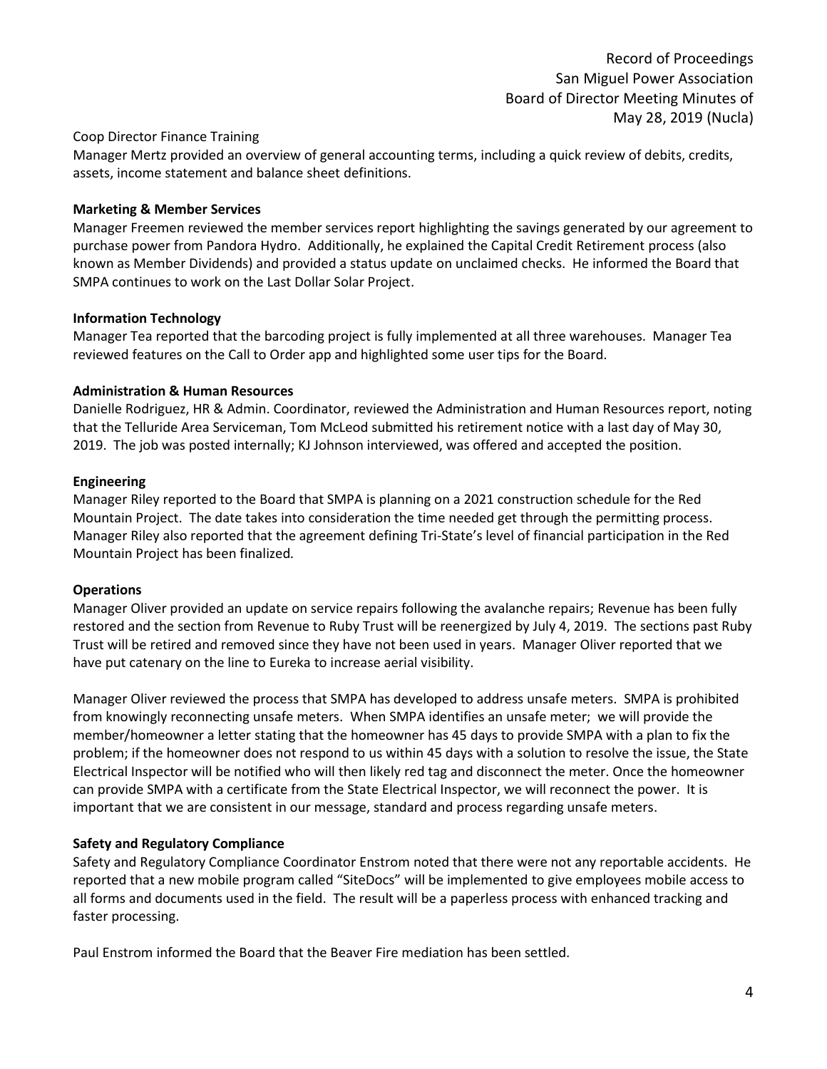Coop Director Finance Training

Manager Mertz provided an overview of general accounting terms, including a quick review of debits, credits, assets, income statement and balance sheet definitions.

**Marketing & Member Services**

Manager Freemen reviewed the member services report highlighting the savings generated by our agreement to purchase power from Pandora Hydro. Additionally, he explained the Capital Credit Retirement process (also known as Member Dividends) and provided a status update on unclaimed checks. He informed the Board that SMPA continues to work on the Last Dollar Solar Project.

**Information Technology**

Manager Tea reported that the barcoding project is fully implemented at all three warehouses. Manager Tea reviewed features on the Call to Order app and highlighted some user tips for the Board.

**Administration & Human Resources**

Danielle Rodriguez, HR & Admin. Coordinator, reviewed the Administration and Human Resources report, noting that the Telluride Area Serviceman, Tom McLeod submitted his retirement notice with a last day of May 30, 2019. The job was posted internally; KJ Johnson interviewed, was offered and accepted the position.

**Engineering**

Manager Riley reported to the Board that SMPA is planning on a 2021 construction schedule for the Red Mountain Project. The date takes into consideration the time needed get through the permitting process. Manager Riley also reported that the agreement defining Tri-State's level of financial participation in the Red Mountain Project has been finalized.

**Operations**

Manager Oliver provided an update on service repairs following the avalanche repairs; Revenue has been fully restored and the section from Revenue to Ruby Trust will be reenergized by July 4, 2019. The sections past Ruby Trust will be retired and removed since they have not been used in years. Manager Oliver reported that we have put catenary on the line to Eureka to increase aerial visibility.

Manager Oliver reviewed the process that SMPA has developed to address unsafe meters. SMPA is prohibited from knowingly reconnecting unsafe meters. When SMPA identifies an unsafe meter; we will provide the member/homeowner a letter stating that the homeowner has 45 days to provide SMPA with a plan to fix the problem; if the homeowner does not respond to us within 45 days with a solution to resolve the issue, the State Electrical Inspector will be notified who will then likely red tag and disconnect the meter. Once the homeowner can provide SMPA with a certificate from the State Electrical Inspector, we will reconnect the power. It is important that we are consistent in our message, standard and process regarding unsafe meters.

**Safety and Regulatory Compliance**

Safety and Regulatory Compliance Coordinator Enstrom noted that there were not any reportable accidents. He reported that a new mobile program called "SiteDocs" will be implemented to give employees mobile access to all forms and documents used in the field. The result will be a paperless process with enhanced tracking and faster processing.

Paul Enstrom informed the Board that the Beaver Fire mediation has been settled.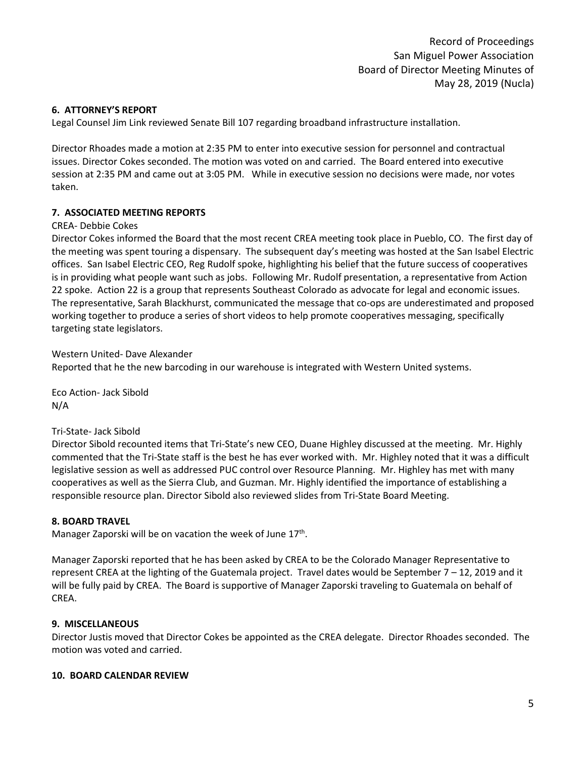### 6. ATTORNEY'S REPORT

Legal Counsel Jim Link reviewed Senate Bill 107 regarding broadband infrastructure installation.

Director Rhoades made a motion at 2:35 PM to enter into executive session for personnel and contractual issues. Director Cokes seconded. The motion was voted on and carried. The Board entered into executive session at 2:35 PM and came out at 3:05 PM. While in executive session no decisions were made, nor votes taken.

### 7. ASSOCIATED MEETING REPORTS

CREA- Debbie Cokes

Director Cokes informed the Board that the most recent CREA meeting took place in Pueblo, CO. The first day of the meeting was spent touring a dispensary. The subsequent day's meeting was hosted at the San Isabel Electric offices. San Isabel Electric CEO, Reg Rudolf spoke, highlighting his belief that the future success of cooperatives is in providing what people want such as jobs. Following Mr. Rudolf presentation, a representative from Action 22 spoke. Action 22 is a group that represents Southeast Colorado as advocate for legal and economic issues. The representative, Sarah Blackhurst, communicated the message that co-ops are underestimated and proposed working together to produce a series of short videos to help promote cooperatives messaging, specifically targeting state legislators.

Western United- Dave Alexander

Reported that he the new barcoding in our warehouse is integrated with Western United systems.

Eco Action- Jack Sibold

N/A

Tri-State- Jack Sibold

Director Sibold recounted items that Tri-State's new CEO, Duane Highley discussed at the meeting. Mr. Highly commented that the Tri-State staff is the best he has ever worked with. Mr. Highley noted that it was a difficult legislative session as well as addressed PUC control over Resource Planning. Mr. Highley has met with many cooperatives as well as the Sierra Club, and Guzman. Mr. Highly identified the importance of establishing a responsible resource plan. Director Sibold also reviewed slides from Tri-State Board Meeting.

### 8. BOARD TRAVEL

Manager Zaporski will be on vacation the week of June 17th.

Manager Zaporski reported that he has been asked by CREA to be the Colorado Manager Representative to represent CREA at the lighting of the Guatemala project. Travel dates would be September 7 – 12, 2019 and it will be fully paid by CREA. The Board is supportive of Manager Zaporski traveling to Guatemala on behalf of CREA.

### 9. MISCELLANEOUS

Director Justis moved that Director Cokes be appointed as the CREA delegate. Director Rhoades seconded. The motion was voted and carried.

### 10. BOARD CALENDAR REVIEW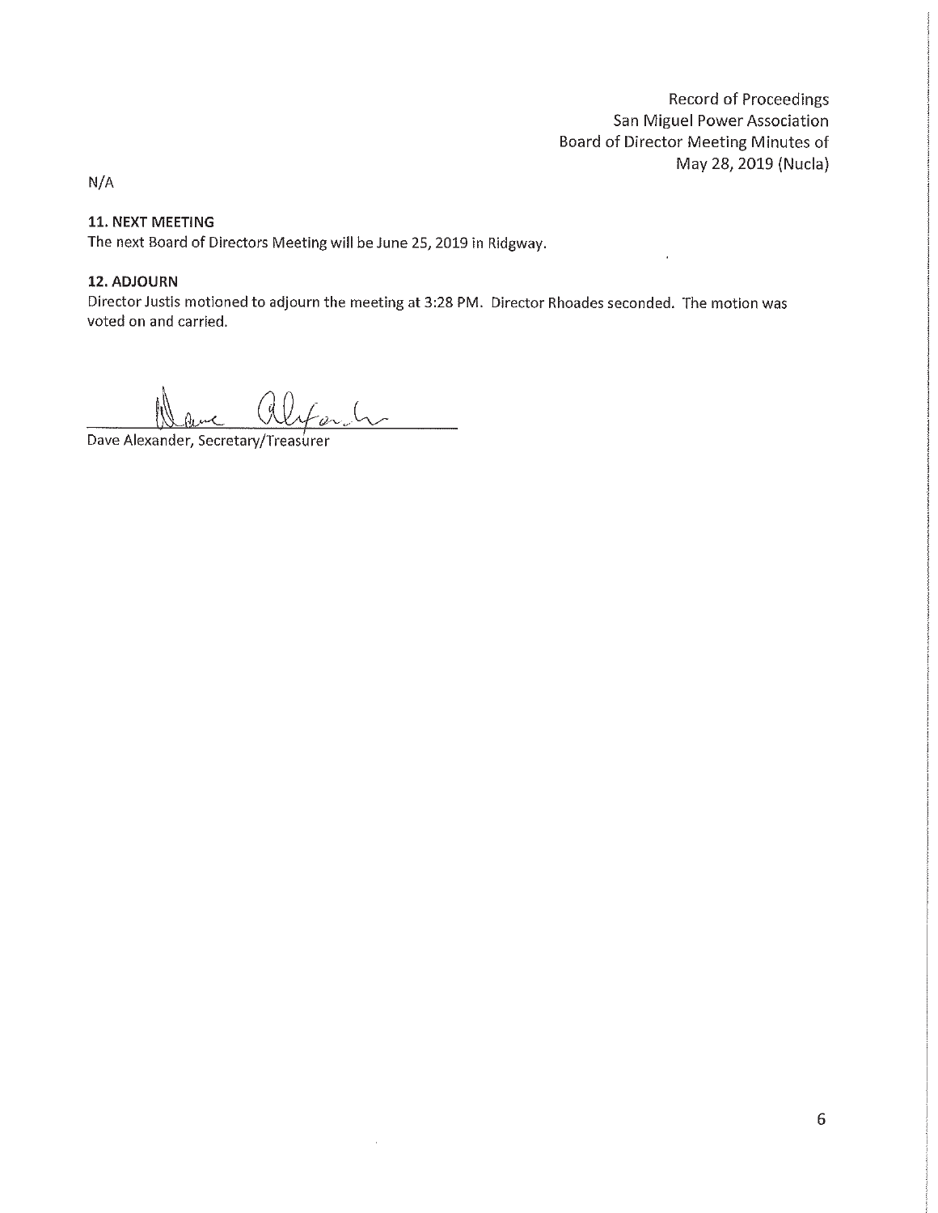N/A

**11. NEXT MEETING**

The next Board of Directors Meeting will be June 25, 2019 in Ridgway.

**12. ADJOURN**

Director Justis motioned to adjourn the meeting at 3:28 PM. Director Rhoades seconded. The motion was voted on and carried.

Dave Alexander, Secretary/Treasurer